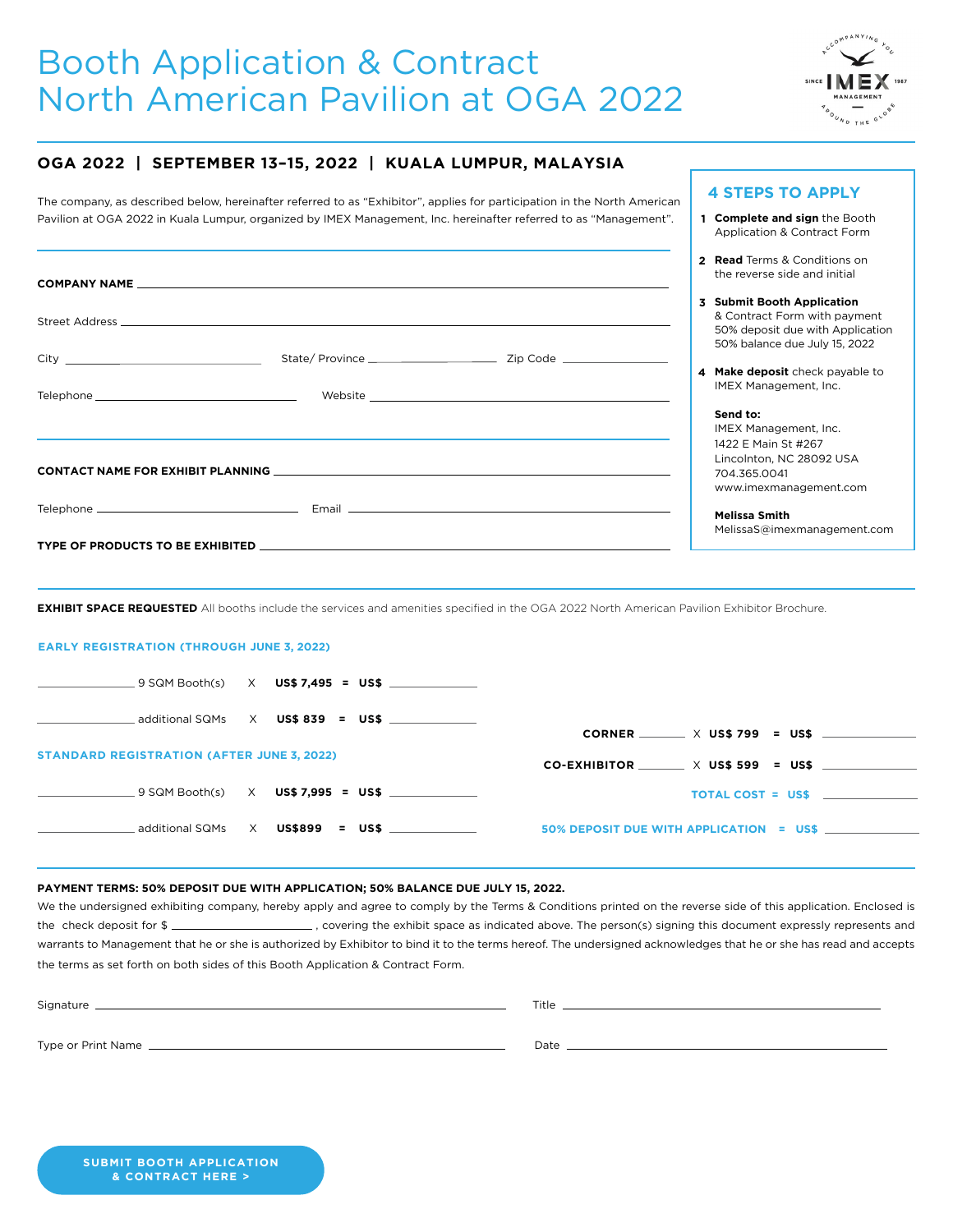# Booth Application & Contract
# North American Pavilion at OGA 2022

## OGA 2022 | SEPTEMBER 13–15, 2022 | KUALA LUMPUR, MALAYSIA

The company, as described below, hereinafter referred to as "Exhibitor", applies for participation in the North American Pavilion at OGA 2022 in Kuala Lumpur, organized by IMEX Management, Inc. hereinafter referred to as "Management".

**COMPANY NAME** ______________________________

Street Address ______________________________

City ______________ State/ Province ______________ Zip Code ______________

Telephone ______________ Website ______________

**CONTACT NAME FOR EXHIBIT PLANNING** ______________________________

Telephone ______________ Email ______________

**TYPE OF PRODUCTS TO BE EXHIBITED** ______________________________

### 4 STEPS TO APPLY

1. **Complete and sign** the Booth Application & Contract Form
2. **Read** Terms & Conditions on the reverse side and initial
3. **Submit Booth Application** & Contract Form with payment
   50% deposit due with Application
   50% balance due July 15, 2022
4. **Make deposit** check payable to IMEX Management, Inc.

**Send to:**
IMEX Management, Inc.
1422 E Main St #267
Lincolnton, NC 28092 USA
704.365.0041
www.imexmanagement.com

**Melissa Smith**
MelissaS@imexmanagement.com

**EXHIBIT SPACE REQUESTED** All booths include the services and amenities specified in the OGA 2022 North American Pavilion Exhibitor Brochure.

**EARLY REGISTRATION (THROUGH JUNE 3, 2022)**

______ 9 SQM Booth(s) X **US$ 7,495 = US$** ______

______ additional SQMs X **US$ 839 = US$** ______

**STANDARD REGISTRATION (AFTER JUNE 3, 2022)**

______ 9 SQM Booth(s) X **US$ 7,995 = US$** ______

______ additional SQMs X **US$899 = US$** ______

**CORNER** ______ X **US$ 799 = US$** ______

**CO-EXHIBITOR** ______ X **US$ 599 = US$** ______

**TOTAL COST = US$** ______

**50% DEPOSIT DUE WITH APPLICATION = US$** ______

**PAYMENT TERMS: 50% DEPOSIT DUE WITH APPLICATION; 50% BALANCE DUE JULY 15, 2022.**

We the undersigned exhibiting company, hereby apply and agree to comply by the Terms & Conditions printed on the reverse side of this application. Enclosed is the check deposit for $ ______________, covering the exhibit space as indicated above. The person(s) signing this document expressly represents and warrants to Management that he or she is authorized by Exhibitor to bind it to the terms hereof. The undersigned acknowledges that he or she has read and accepts the terms as set forth on both sides of this Booth Application & Contract Form.

Signature ______________________________ Title ______________________________

Type or Print Name ______________________________ Date ______________________________

**SUBMIT BOOTH APPLICATION & CONTRACT HERE >**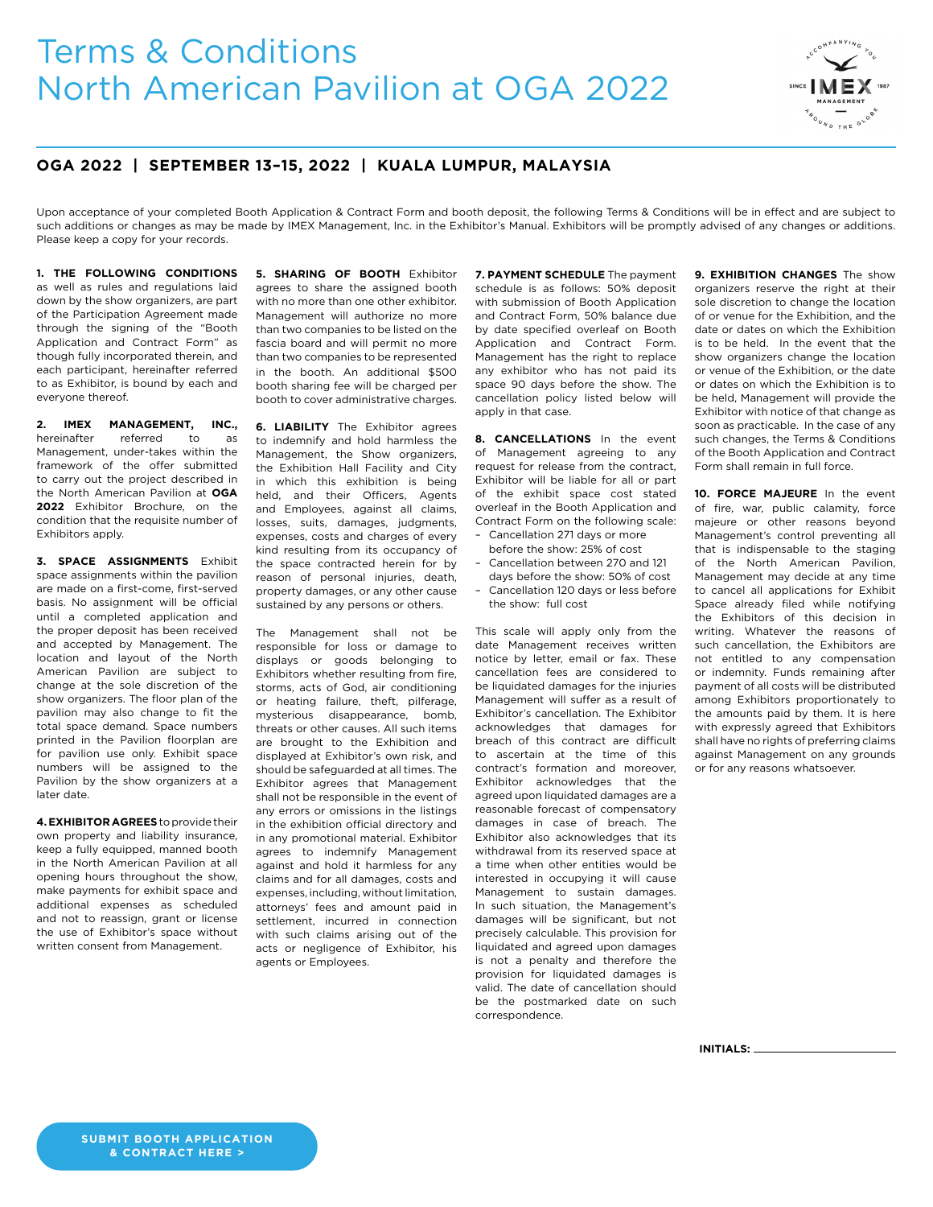# Terms & Conditions
# North American Pavilion at OGA 2022

IMEX MANAGEMENT — SINCE 1987 — ACCOMPANYING YOU AROUND THE GLOBE

## OGA 2022 | SEPTEMBER 13–15, 2022 | KUALA LUMPUR, MALAYSIA

Upon acceptance of your completed Booth Application & Contract Form and booth deposit, the following Terms & Conditions will be in effect and are subject to such additions or changes as may be made by IMEX Management, Inc. in the Exhibitor's Manual. Exhibitors will be promptly advised of any changes or additions. Please keep a copy for your records.

**1. THE FOLLOWING CONDITIONS** as well as rules and regulations laid down by the show organizers, are part of the Participation Agreement made through the signing of the "Booth Application and Contract Form" as though fully incorporated therein, and each participant, hereinafter referred to as Exhibitor, is bound by each and everyone thereof.

**2. IMEX MANAGEMENT, INC.,** hereinafter referred to as Management, under-takes within the framework of the offer submitted to carry out the project described in the North American Pavilion at **OGA 2022** Exhibitor Brochure, on the condition that the requisite number of Exhibitors apply.

**3. SPACE ASSIGNMENTS** Exhibit space assignments within the pavilion are made on a first-come, first-served basis. No assignment will be official until a completed application and the proper deposit has been received and accepted by Management. The location and layout of the North American Pavilion are subject to change at the sole discretion of the show organizers. The floor plan of the pavilion may also change to fit the total space demand. Space numbers printed in the Pavilion floorplan are for pavilion use only. Exhibit space numbers will be assigned to the Pavilion by the show organizers at a later date.

**4. EXHIBITOR AGREES** to provide their own property and liability insurance, keep a fully equipped, manned booth in the North American Pavilion at all opening hours throughout the show, make payments for exhibit space and additional expenses as scheduled and not to reassign, grant or license the use of Exhibitor's space without written consent from Management.

**5. SHARING OF BOOTH** Exhibitor agrees to share the assigned booth with no more than one other exhibitor. Management will authorize no more than two companies to be listed on the fascia board and will permit no more than two companies to be represented in the booth. An additional $500 booth sharing fee will be charged per booth to cover administrative charges.

**6. LIABILITY** The Exhibitor agrees to indemnify and hold harmless the Management, the Show organizers, the Exhibition Hall Facility and City in which this exhibition is being held, and their Officers, Agents and Employees, against all claims, losses, suits, damages, judgments, expenses, costs and charges of every kind resulting from its occupancy of the space contracted herein for by reason of personal injuries, death, property damages, or any other cause sustained by any persons or others.

The Management shall not be responsible for loss or damage to displays or goods belonging to Exhibitors whether resulting from fire, storms, acts of God, air conditioning or heating failure, theft, pilferage, mysterious disappearance, bomb, threats or other causes. All such items are brought to the Exhibition and displayed at Exhibitor's own risk, and should be safeguarded at all times. The Exhibitor agrees that Management shall not be responsible in the event of any errors or omissions in the listings in the exhibition official directory and in any promotional material. Exhibitor agrees to indemnify Management against and hold it harmless for any claims and for all damages, costs and expenses, including, without limitation, attorneys' fees and amount paid in settlement, incurred in connection with such claims arising out of the acts or negligence of Exhibitor, his agents or Employees.

**7. PAYMENT SCHEDULE** The payment schedule is as follows: 50% deposit with submission of Booth Application and Contract Form, 50% balance due by date specified overleaf on Booth Application and Contract Form. Management has the right to replace any exhibitor who has not paid its space 90 days before the show. The cancellation policy listed below will apply in that case.

**8. CANCELLATIONS** In the event of Management agreeing to any request for release from the contract, Exhibitor will be liable for all or part of the exhibit space cost stated overleaf in the Booth Application and Contract Form on the following scale:

- Cancellation 271 days or more before the show: 25% of cost
- Cancellation between 270 and 121 days before the show: 50% of cost
- Cancellation 120 days or less before the show: full cost

This scale will apply only from the date Management receives written notice by letter, email or fax. These cancellation fees are considered to be liquidated damages for the injuries Management will suffer as a result of Exhibitor's cancellation. The Exhibitor acknowledges that damages for breach of this contract are difficult to ascertain at the time of this contract's formation and moreover, Exhibitor acknowledges that the agreed upon liquidated damages are a reasonable forecast of compensatory damages in case of breach. The Exhibitor also acknowledges that its withdrawal from its reserved space at a time when other entities would be interested in occupying it will cause Management to sustain damages. In such situation, the Management's damages will be significant, but not precisely calculable. This provision for liquidated and agreed upon damages is not a penalty and therefore the provision for liquidated damages is valid. The date of cancellation should be the postmarked date on such correspondence.

**9. EXHIBITION CHANGES** The show organizers reserve the right at their sole discretion to change the location of or venue for the Exhibition, and the date or dates on which the Exhibition is to be held. In the event that the show organizers change the location or venue of the Exhibition, or the date or dates on which the Exhibition is to be held, Management will provide the Exhibitor with notice of that change as soon as practicable. In the case of any such changes, the Terms & Conditions of the Booth Application and Contract Form shall remain in full force.

**10. FORCE MAJEURE** In the event of fire, war, public calamity, force majeure or other reasons beyond Management's control preventing all that is indispensable to the staging of the North American Pavilion, Management may decide at any time to cancel all applications for Exhibit Space already filed while notifying the Exhibitors of this decision in writing. Whatever the reasons of such cancellation, the Exhibitors are not entitled to any compensation or indemnity. Funds remaining after payment of all costs will be distributed among Exhibitors proportionately to the amounts paid by them. It is here with expressly agreed that Exhibitors shall have no rights of preferring claims against Management on any grounds or for any reasons whatsoever.

**INITIALS:** ____________________

SUBMIT BOOTH APPLICATION & CONTRACT HERE >